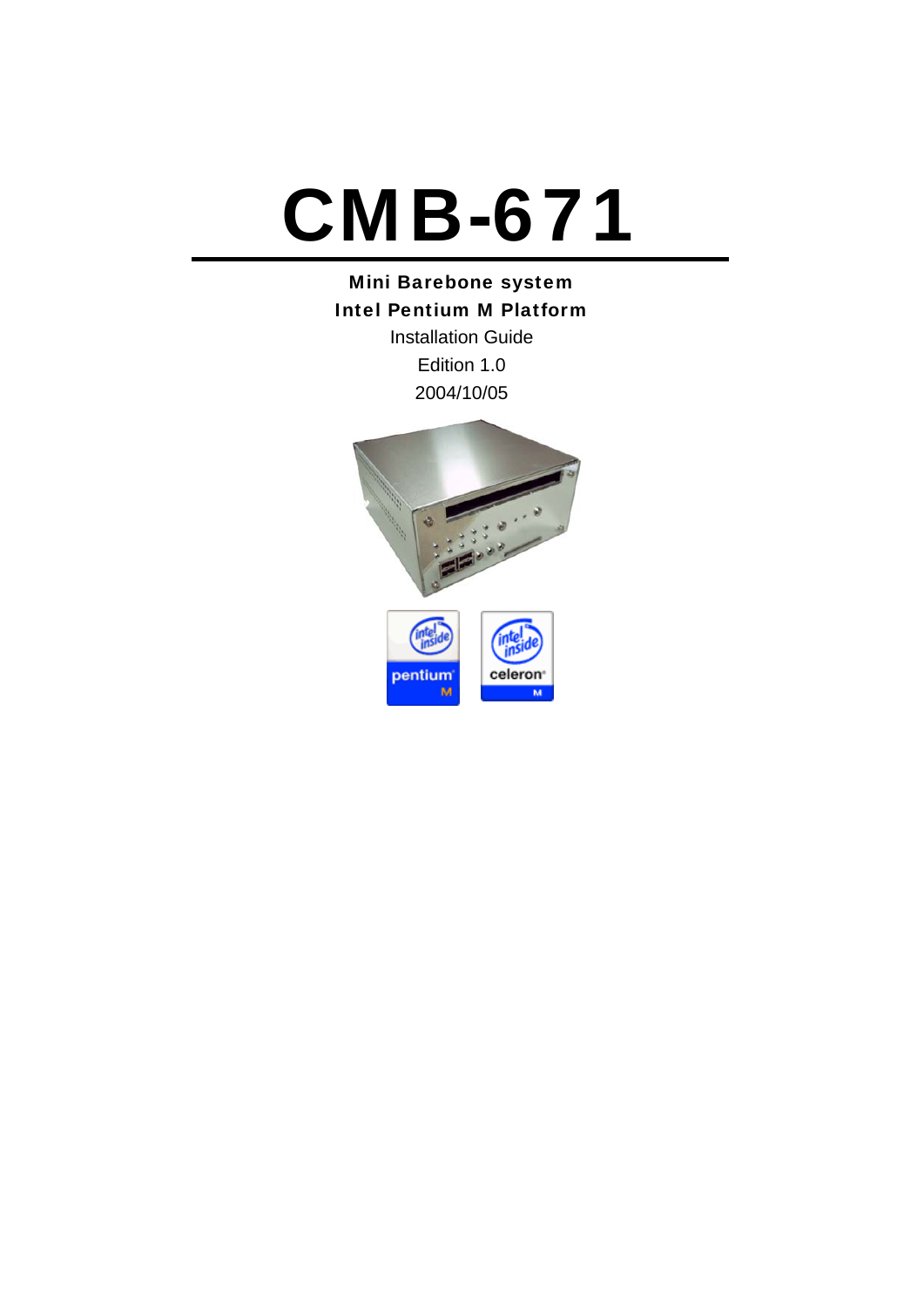# CMB-671

**Mini Barebone system**

**Intel Pentium M Platform**

Installation Guide

Edition 1.0

2004/10/05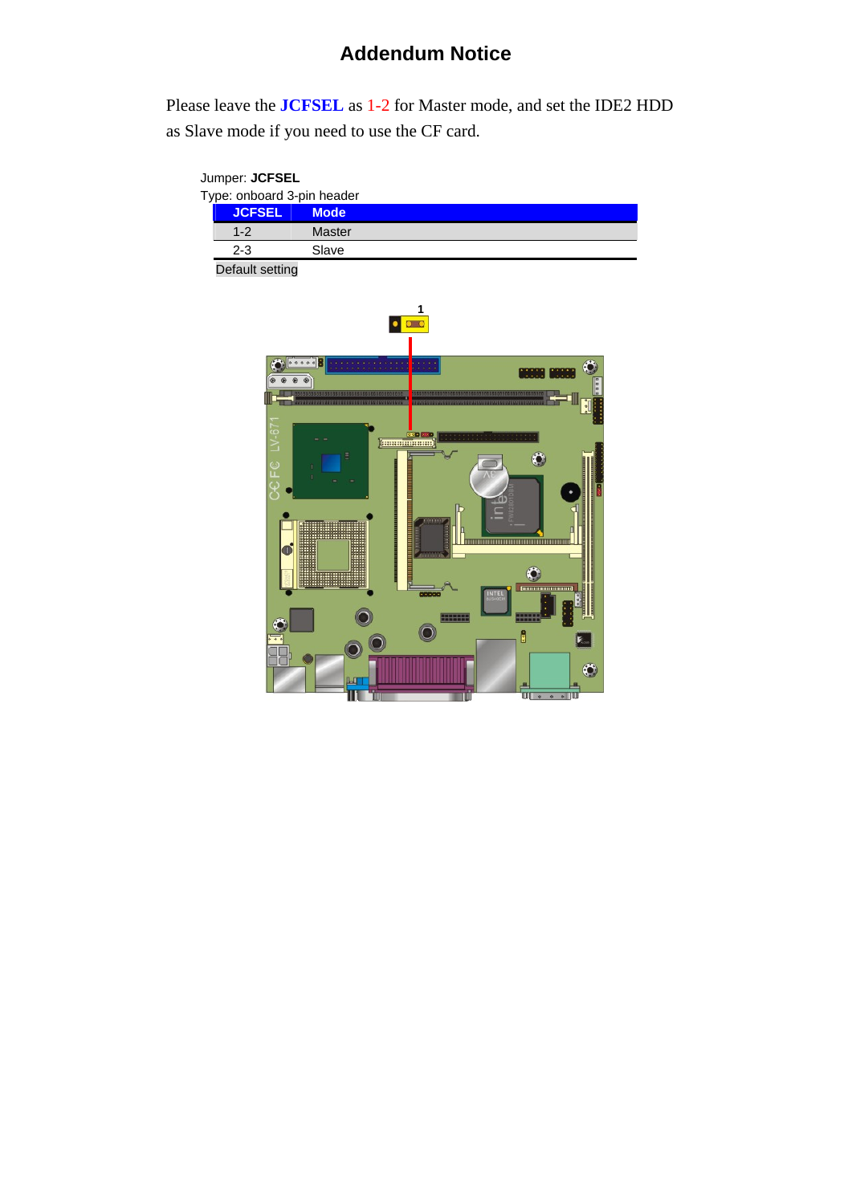# Addendum Notice

Please leave the **JCFSEL** as 1-2 for Master mode, and set the IDE2 HDD as Slave mode if you need to use the CF card.

Jumper: **JCFSEL**
Type: onboard 3-pin header

| JCFSEL | Mode |
|---|---|
| 1-2 | Master |
| 2-3 | Slave |

Default setting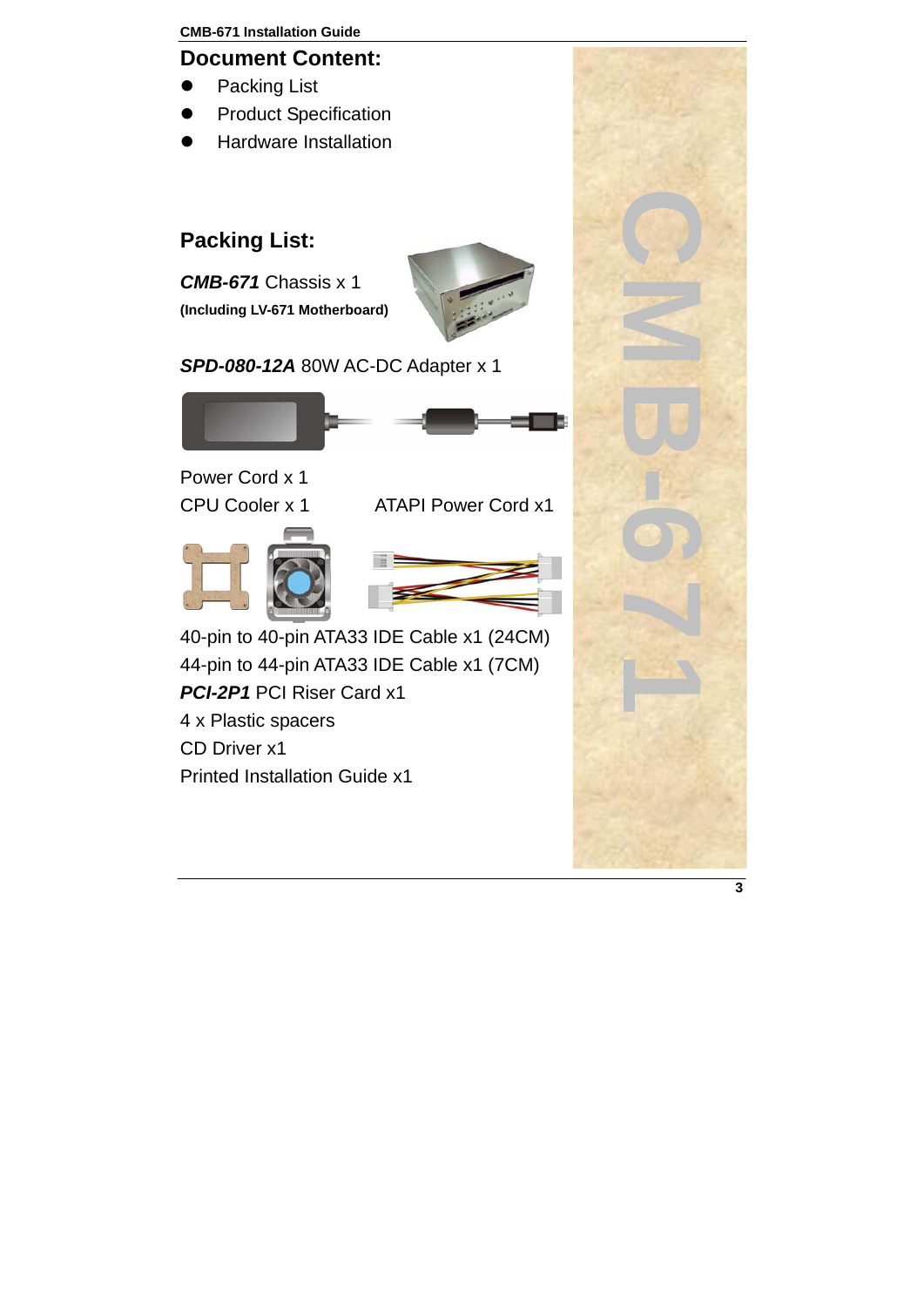## Document Content:

- Packing List
- Product Specification
- Hardware Installation

## Packing List:

***CMB-671*** Chassis x 1

**(Including LV-671 Motherboard)**

***SPD-080-12A*** 80W AC-DC Adapter x 1

Power Cord x 1

CPU Cooler x 1

ATAPI Power Cord x1

40-pin to 40-pin ATA33 IDE Cable x1 (24CM)

44-pin to 44-pin ATA33 IDE Cable x1 (7CM)

***PCI-2P1*** PCI Riser Card x1

4 x Plastic spacers

CD Driver x1

Printed Installation Guide x1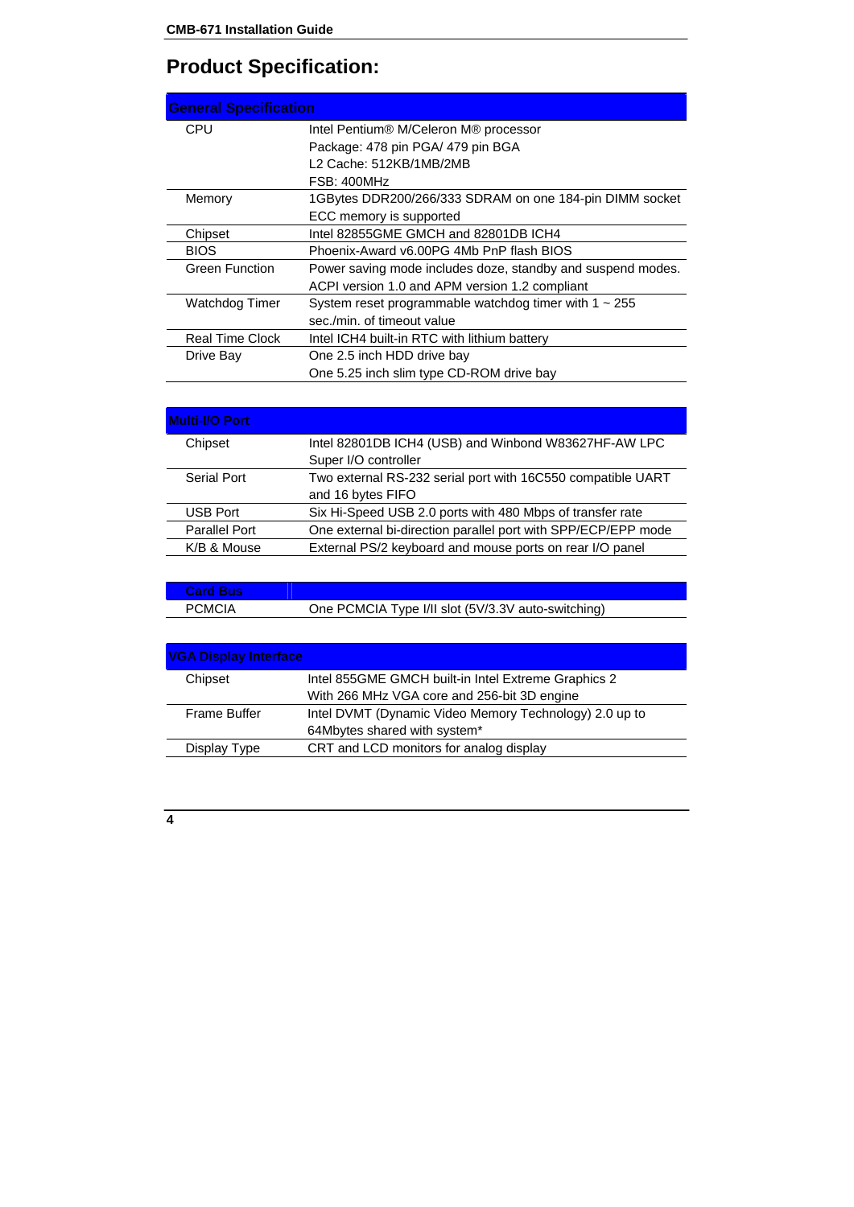# Product Specification:

| General Specification | |
|---|---|
| CPU | Intel Pentium® M/Celeron M® processor<br>Package: 478 pin PGA/ 479 pin BGA<br>L2 Cache: 512KB/1MB/2MB<br>FSB: 400MHz |
| Memory | 1GBytes DDR200/266/333 SDRAM on one 184-pin DIMM socket<br>ECC memory is supported |
| Chipset | Intel 82855GME GMCH and 82801DB ICH4 |
| BIOS | Phoenix-Award v6.00PG 4Mb PnP flash BIOS |
| Green Function | Power saving mode includes doze, standby and suspend modes.<br>ACPI version 1.0 and APM version 1.2 compliant |
| Watchdog Timer | System reset programmable watchdog timer with 1 ~ 255 sec./min. of timeout value |
| Real Time Clock | Intel ICH4 built-in RTC with lithium battery |
| Drive Bay | One 2.5 inch HDD drive bay<br>One 5.25 inch slim type CD-ROM drive bay |

| Multi-I/O Port | |
|---|---|
| Chipset | Intel 82801DB ICH4 (USB) and Winbond W83627HF-AW LPC Super I/O controller |
| Serial Port | Two external RS-232 serial port with 16C550 compatible UART and 16 bytes FIFO |
| USB Port | Six Hi-Speed USB 2.0 ports with 480 Mbps of transfer rate |
| Parallel Port | One external bi-direction parallel port with SPP/ECP/EPP mode |
| K/B & Mouse | External PS/2 keyboard and mouse ports on rear I/O panel |

| Card Bus | |
|---|---|
| PCMCIA | One PCMCIA Type I/II slot (5V/3.3V auto-switching) |

| VGA Display Interface | |
|---|---|
| Chipset | Intel 855GME GMCH built-in Intel Extreme Graphics 2<br>With 266 MHz VGA core and 256-bit 3D engine |
| Frame Buffer | Intel DVMT (Dynamic Video Memory Technology) 2.0 up to 64Mbytes shared with system* |
| Display Type | CRT and LCD monitors for analog display |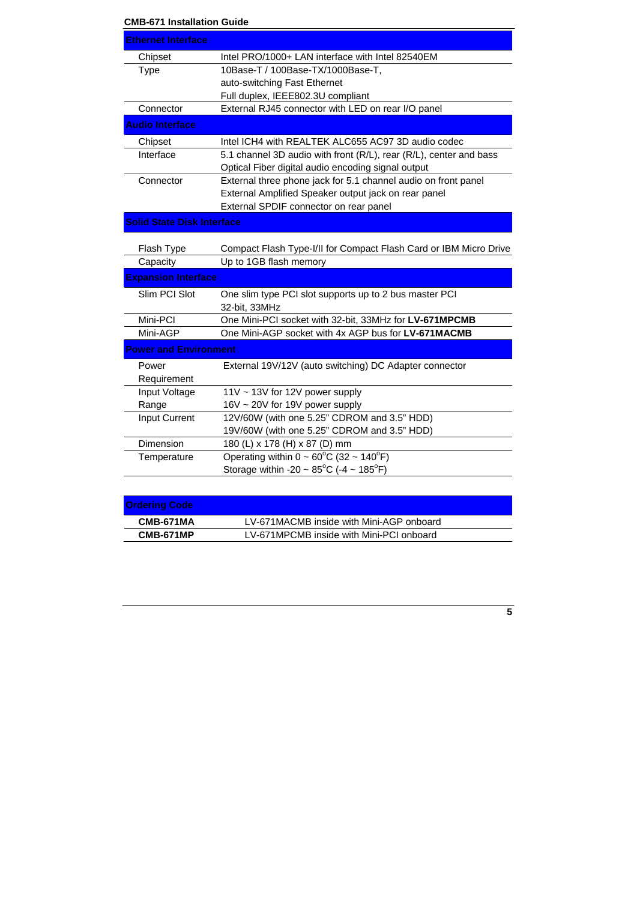| Ethernet Interface | |
|---|---|
| Chipset | Intel PRO/1000+ LAN interface with Intel 82540EM |
| Type | 10Base-T / 100Base-TX/1000Base-T, auto-switching Fast Ethernet Full duplex, IEEE802.3U compliant |
| Connector | External RJ45 connector with LED on rear I/O panel |
| **Audio Interface** | |
| Chipset | Intel ICH4 with REALTEK ALC655 AC97 3D audio codec |
| Interface | 5.1 channel 3D audio with front (R/L), rear (R/L), center and bass Optical Fiber digital audio encoding signal output |
| Connector | External three phone jack for 5.1 channel audio on front panel External Amplified Speaker output jack on rear panel External SPDIF connector on rear panel |
| **Solid State Disk Interface** | |
| Flash Type | Compact Flash Type-I/II for Compact Flash Card or IBM Micro Drive |
| Capacity | Up to 1GB flash memory |
| **Expansion Interface** | |
| Slim PCI Slot | One slim type PCI slot supports up to 2 bus master PCI 32-bit, 33MHz |
| Mini-PCI | One Mini-PCI socket with 32-bit, 33MHz for **LV-671MPCMB** |
| Mini-AGP | One Mini-AGP socket with 4x AGP bus for **LV-671MACMB** |
| **Power and Environment** | |
| Power Requirement | External 19V/12V (auto switching) DC Adapter connector |
| Input Voltage Range | 11V ~ 13V for 12V power supply 16V ~ 20V for 19V power supply |
| Input Current | 12V/60W (with one 5.25" CDROM and 3.5" HDD) 19V/60W (with one 5.25" CDROM and 3.5" HDD) |
| Dimension | 180 (L) x 178 (H) x 87 (D) mm |
| Temperature | Operating within 0 ~ 60°C (32 ~ 140°F) Storage within -20 ~ 85°C (-4 ~ 185°F) |

| Ordering Code | |
|---|---|
| **CMB-671MA** | LV-671MACMB inside with Mini-AGP onboard |
| **CMB-671MP** | LV-671MPCMB inside with Mini-PCI onboard |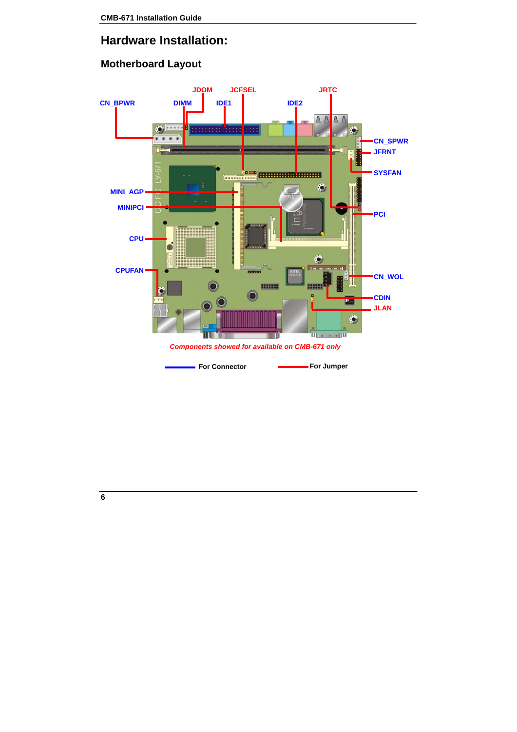# Hardware Installation:

## Motherboard Layout

JDOM JCFSEL JRTC

CN_BPWR DIMM IDE1 IDE2

CN_SPWR
JFRNT
SYSFAN
MINI_AGP
MINIPCI
PCI
CPU
CPUFAN
CN_WOL
CDIN
JLAN

*Components showed for available on CMB-671 only*

For Connector For Jumper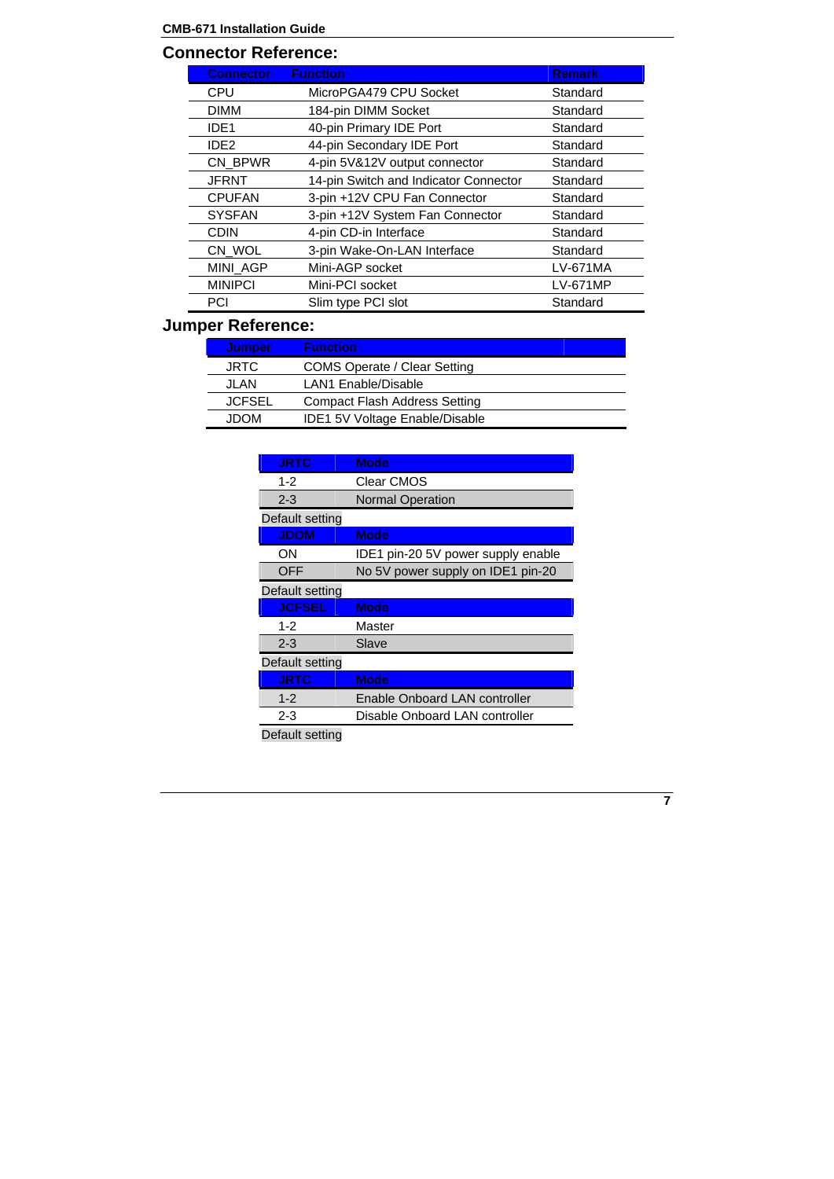## Connector Reference:

| Connector | Function | Remark |
|---|---|---|
| CPU | MicroPGA479 CPU Socket | Standard |
| DIMM | 184-pin DIMM Socket | Standard |
| IDE1 | 40-pin Primary IDE Port | Standard |
| IDE2 | 44-pin Secondary IDE Port | Standard |
| CN_BPWR | 4-pin 5V&12V output connector | Standard |
| JFRNT | 14-pin Switch and Indicator Connector | Standard |
| CPUFAN | 3-pin +12V CPU Fan Connector | Standard |
| SYSFAN | 3-pin +12V System Fan Connector | Standard |
| CDIN | 4-pin CD-in Interface | Standard |
| CN_WOL | 3-pin Wake-On-LAN Interface | Standard |
| MINI_AGP | Mini-AGP socket | LV-671MA |
| MINIPCI | Mini-PCI socket | LV-671MP |
| PCI | Slim type PCI slot | Standard |

## Jumper Reference:

| Jumper | Function |
|---|---|
| JRTC | COMS Operate / Clear Setting |
| JLAN | LAN1 Enable/Disable |
| JCFSEL | Compact Flash Address Setting |
| JDOM | IDE1 5V Voltage Enable/Disable |

| JRTC | Mode |
|---|---|
| 1-2 | Clear CMOS |
| 2-3 | Normal Operation |

Default setting

| JDOM | Mode |
|---|---|
| ON | IDE1 pin-20 5V power supply enable |
| OFF | No 5V power supply on IDE1 pin-20 |

Default setting

| JCFSEL | Mode |
|---|---|
| 1-2 | Master |
| 2-3 | Slave |

Default setting

| JRTC | Mode |
|---|---|
| 1-2 | Enable Onboard LAN controller |
| 2-3 | Disable Onboard LAN controller |

Default setting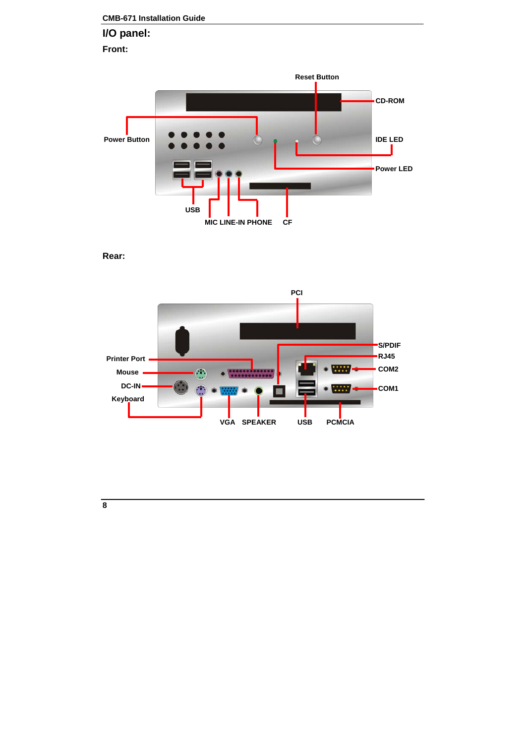## I/O panel:

### Front:

Reset Button

CD-ROM

Power Button

IDE LED

Power LED

USB

MIC LINE-IN PHONE

CF

### Rear:

PCI

S/PDIF

RJ45

COM2

COM1

Printer Port

Mouse

DC-IN

Keyboard

VGA

SPEAKER

USB

PCMCIA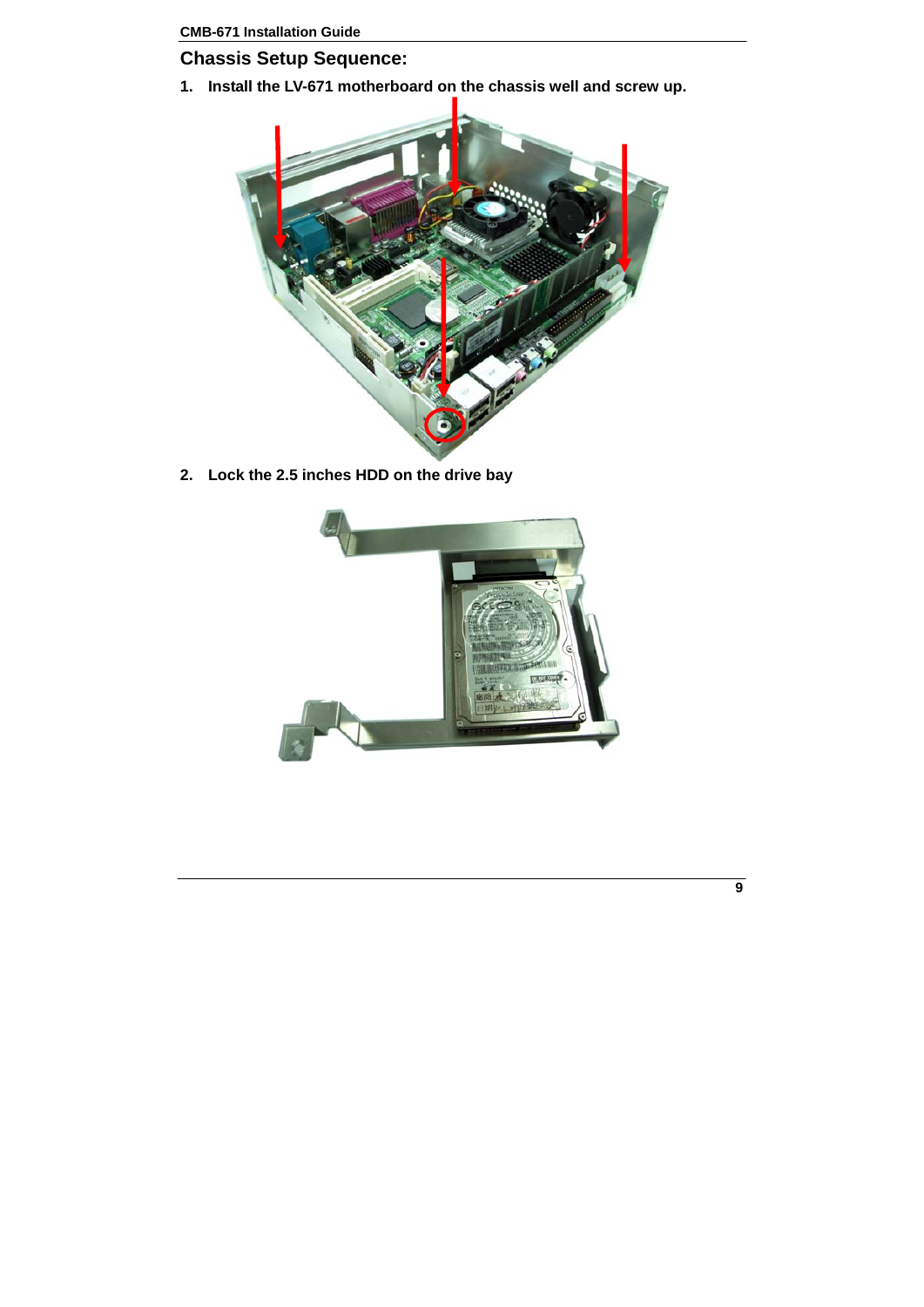## Chassis Setup Sequence:

1. **Install the LV-671 motherboard on the chassis well and screw up.**

2. **Lock the 2.5 inches HDD on the drive bay**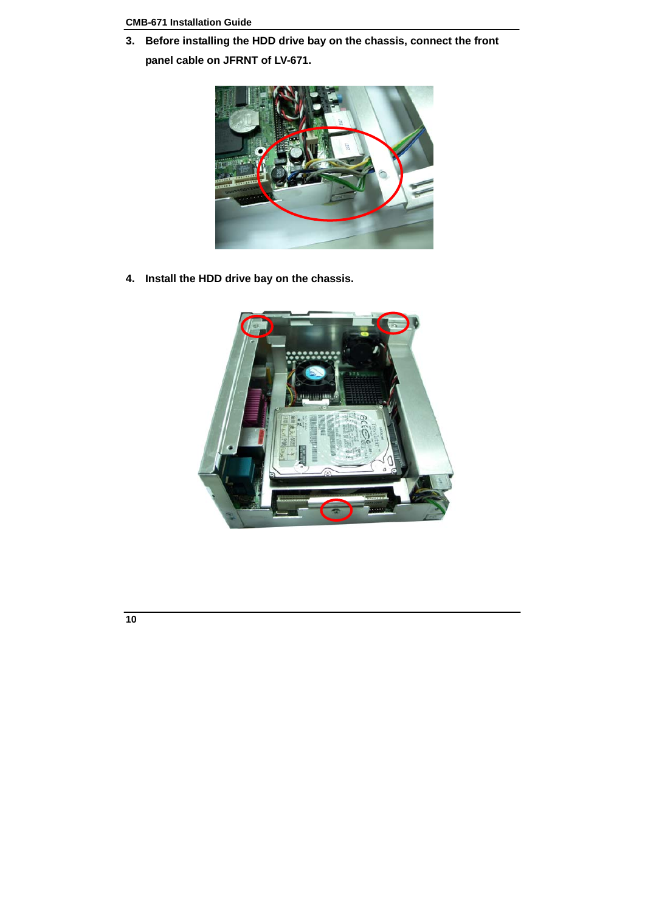3. **Before installing the HDD drive bay on the chassis, connect the front panel cable on JFRNT of LV-671.**

4. **Install the HDD drive bay on the chassis.**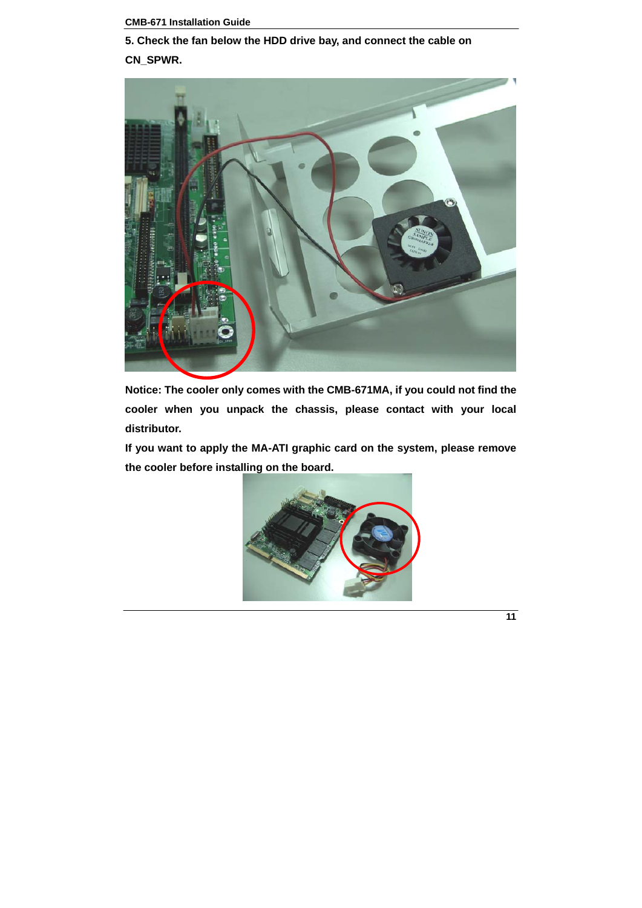**5. Check the fan below the HDD drive bay, and connect the cable on CN_SPWR.**

**Notice: The cooler only comes with the CMB-671MA, if you could not find the cooler when you unpack the chassis, please contact with your local distributor.**

**If you want to apply the MA-ATI graphic card on the system, please remove the cooler before installing on the board.**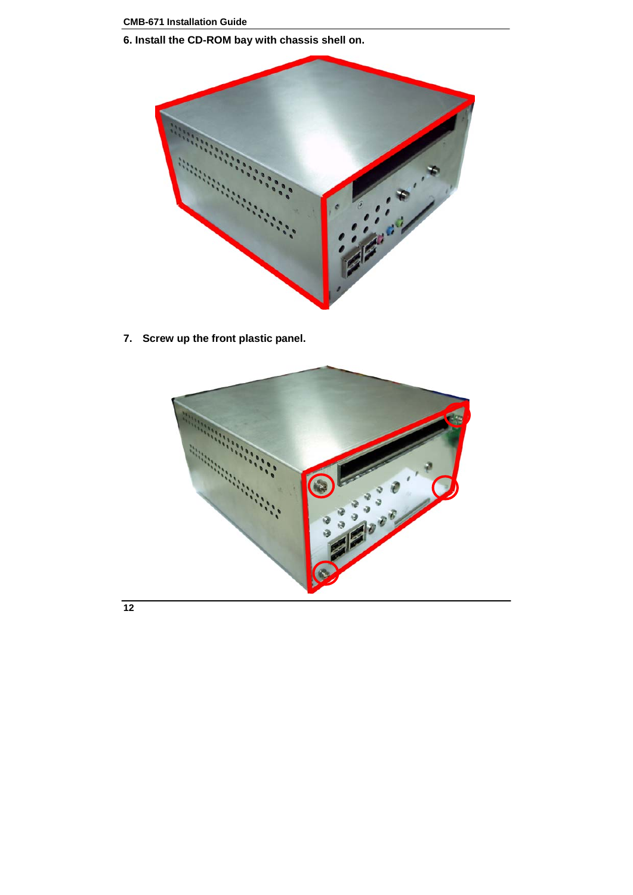6. Install the CD-ROM bay with chassis shell on.

7. Screw up the front plastic panel.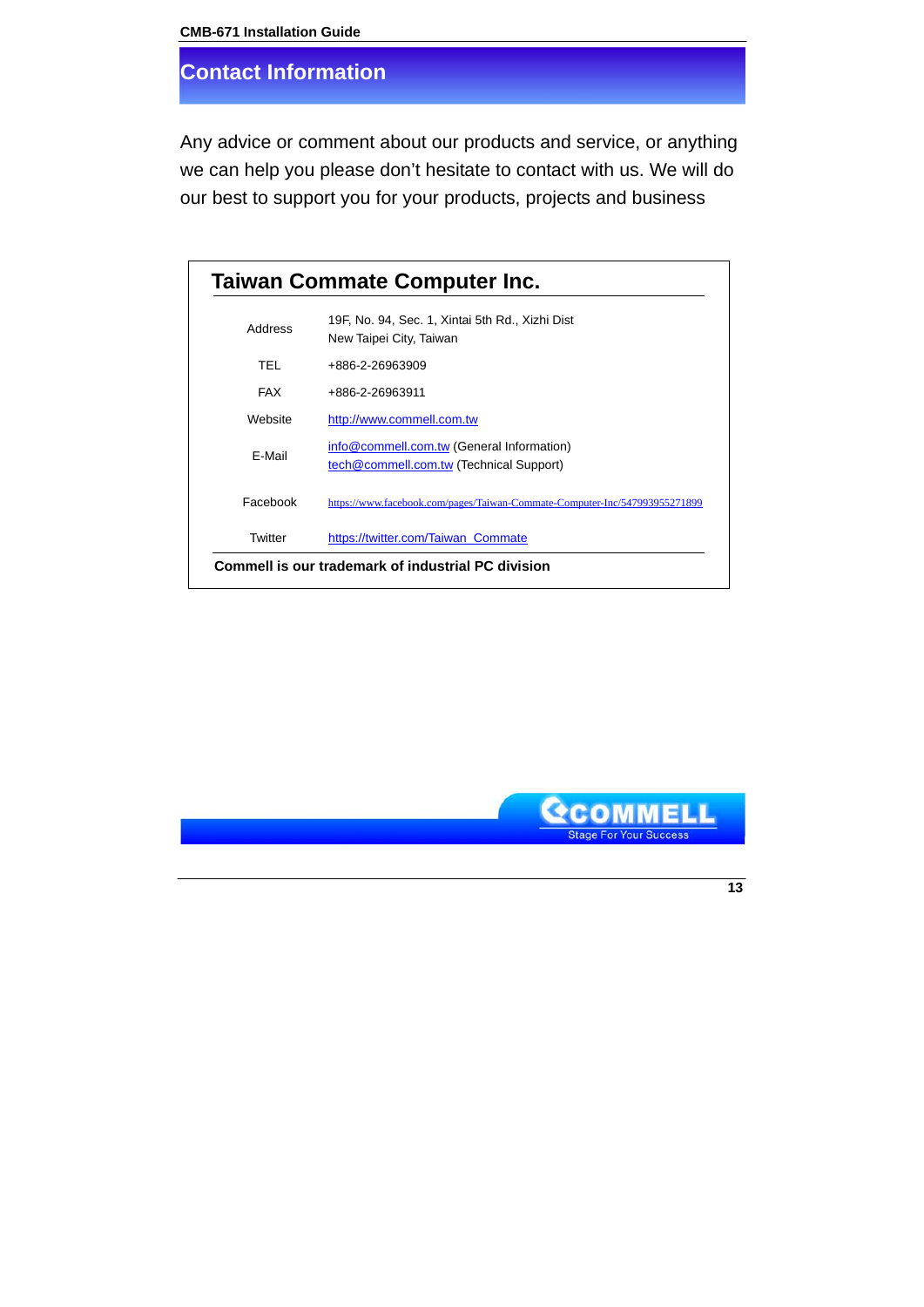# Contact Information

Any advice or comment about our products and service, or anything we can help you please don't hesitate to contact with us. We will do our best to support you for your products, projects and business

## Taiwan Commate Computer Inc.

| | |
|---|---|
| Address | 19F, No. 94, Sec. 1, Xintai 5th Rd., Xizhi Dist New Taipei City, Taiwan |
| TEL | +886-2-26963909 |
| FAX | +886-2-26963911 |
| Website | http://www.commell.com.tw |
| E-Mail | info@commell.com.tw (General Information) tech@commell.com.tw (Technical Support) |
| Facebook | https://www.facebook.com/pages/Taiwan-Commate-Computer-Inc/547993955271899 |
| Twitter | https://twitter.com/Taiwan_Commate |

**Commell is our trademark of industrial PC division**